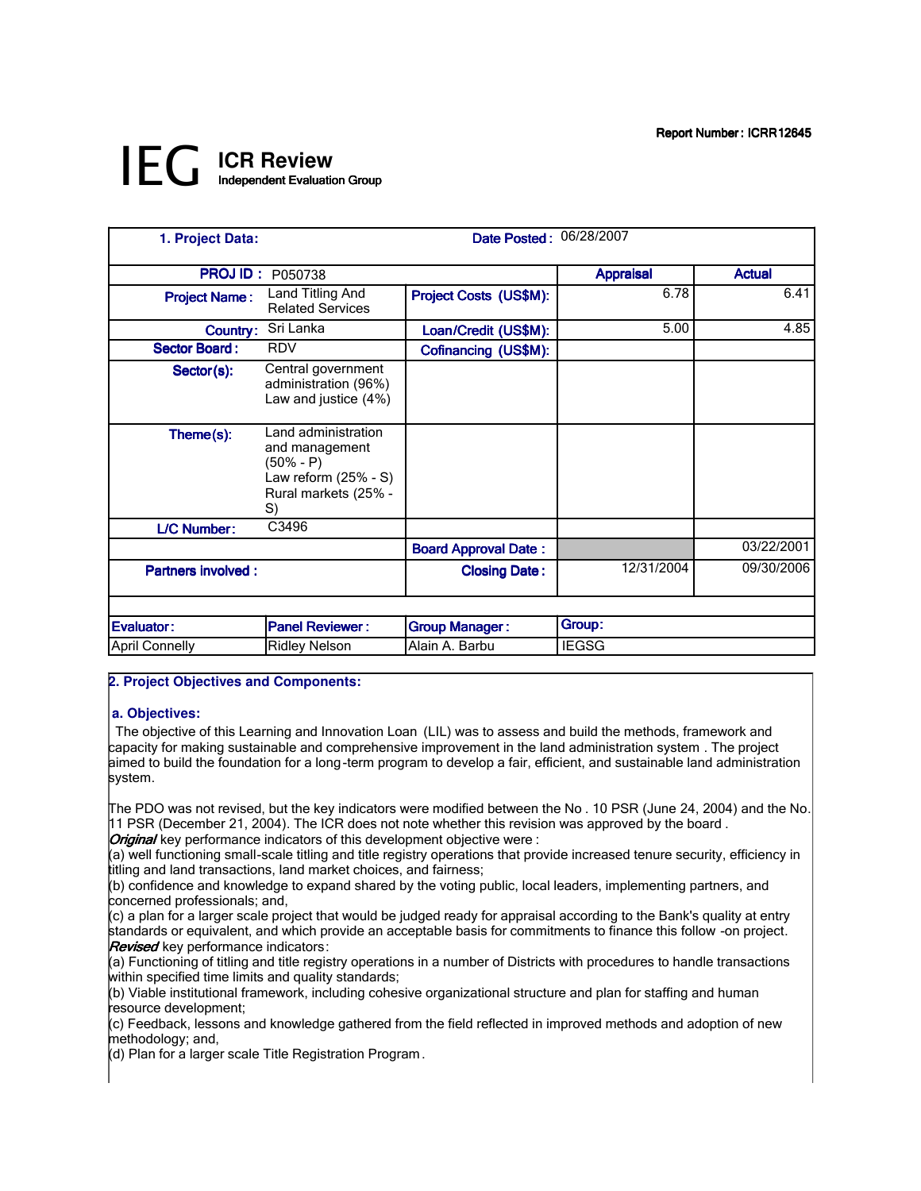Report Number : ICRR12645

# IEG ICR Review
Independent Evaluation Group

| 1. Project Data: | | Date Posted : | 06/28/2007 | |
|---|---|---|---|---|
| PROJ ID : | P050738 | | Appraisal | Actual |
| Project Name : | Land Titling And Related Services | Project Costs (US$M): | 6.78 | 6.41 |
| Country: | Sri Lanka | Loan/Credit (US$M): | 5.00 | 4.85 |
| Sector Board : | RDV | Cofinancing (US$M): | | |
| Sector(s): | Central government administration (96%) Law and justice (4%) | | | |
| Theme(s): | Land administration and management (50% - P) Law reform (25% - S) Rural markets (25% - S) | | | |
| L/C Number: | C3496 | | | |
| | | Board Approval Date : | | 03/22/2001 |
| Partners involved : | | Closing Date : | 12/31/2004 | 09/30/2006 |

| Evaluator: | Panel Reviewer : | Group Manager : | Group: |
|---|---|---|---|
| April Connelly | Ridley Nelson | Alain A. Barbu | IEGSG |

## 2. Project Objectives and Components:

### a. Objectives:

The objective of this Learning and Innovation Loan (LIL) was to assess and build the methods, framework and capacity for making sustainable and comprehensive improvement in the land administration system . The project aimed to build the foundation for a long-term program to develop a fair, efficient, and sustainable land administration system.

The PDO was not revised, but the key indicators were modified between the No . 10 PSR (June 24, 2004) and the No. 11 PSR (December 21, 2004). The ICR does not note whether this revision was approved by the board .

***Original*** key performance indicators of this development objective were :
(a) well functioning small-scale titling and title registry operations that provide increased tenure security, efficiency in titling and land transactions, land market choices, and fairness;
(b) confidence and knowledge to expand shared by the voting public, local leaders, implementing partners, and concerned professionals; and,
(c) a plan for a larger scale project that would be judged ready for appraisal according to the Bank's quality at entry standards or equivalent, and which provide an acceptable basis for commitments to finance this follow -on project.

***Revised*** key performance indicators:
(a) Functioning of titling and title registry operations in a number of Districts with procedures to handle transactions within specified time limits and quality standards;
(b) Viable institutional framework, including cohesive organizational structure and plan for staffing and human resource development;
(c) Feedback, lessons and knowledge gathered from the field reflected in improved methods and adoption of new methodology; and,
(d) Plan for a larger scale Title Registration Program.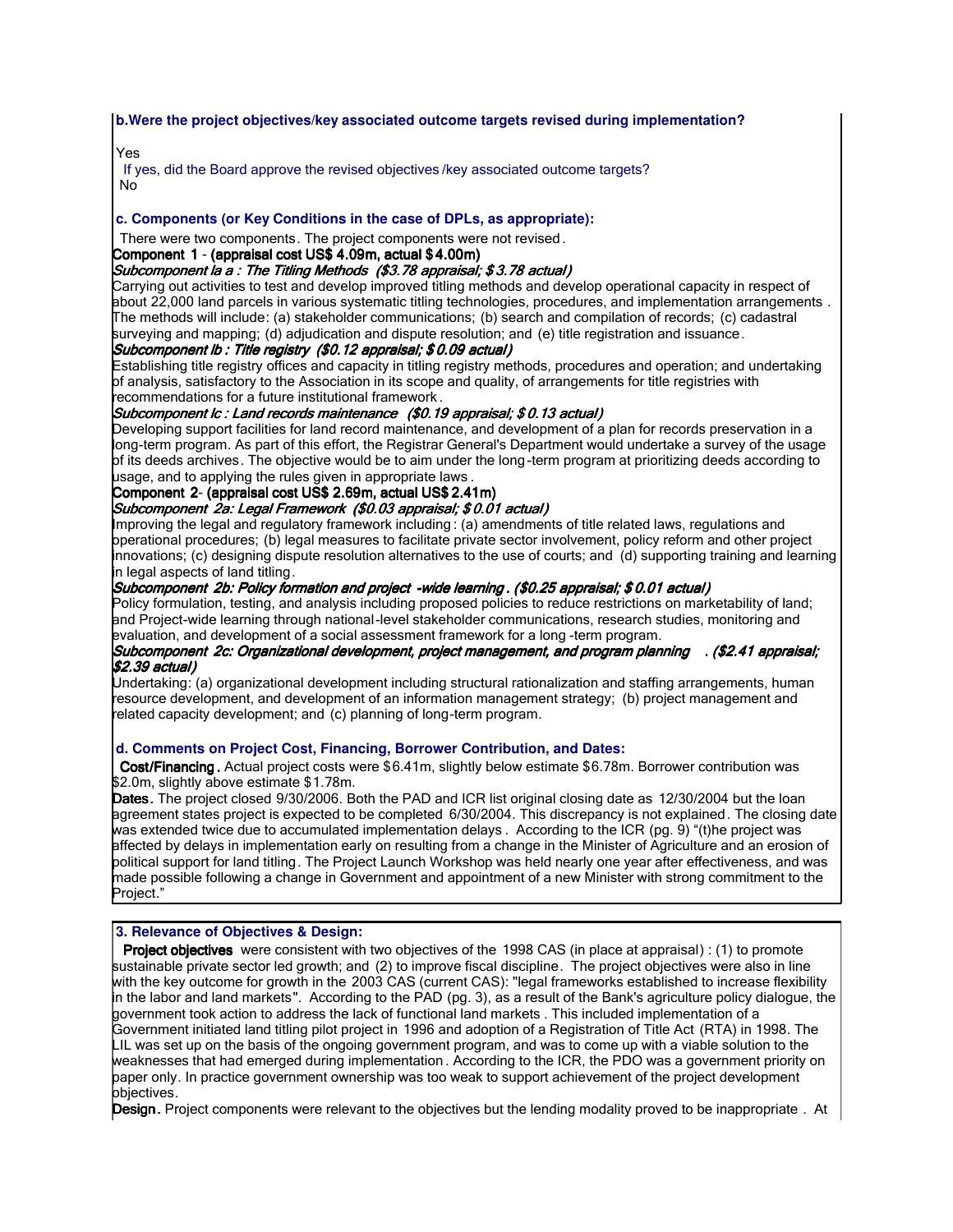**b.Were the project objectives/key associated outcome targets revised during implementation?**

Yes

If yes, did the Board approve the revised objectives /key associated outcome targets?

No

**c. Components (or Key Conditions in the case of DPLs, as appropriate):**

There were two components. The project components were not revised.

**Component 1 - (appraisal cost US$ 4.09m, actual $ 4.00m)**

***Subcomponent Ia a : The Titling Methods ($3.78 appraisal; $ 3.78 actual)***

Carrying out activities to test and develop improved titling methods and develop operational capacity in respect of about 22,000 land parcels in various systematic titling technologies, procedures, and implementation arrangements . The methods will include: (a) stakeholder communications; (b) search and compilation of records; (c) cadastral surveying and mapping; (d) adjudication and dispute resolution; and (e) title registration and issuance.

***Subcomponent Ib : Title registry ($0.12 appraisal; $ 0.09 actual)***

Establishing title registry offices and capacity in titling registry methods, procedures and operation; and undertaking of analysis, satisfactory to the Association in its scope and quality, of arrangements for title registries with recommendations for a future institutional framework.

***Subcomponent Ic : Land records maintenance ($0.19 appraisal; $ 0.13 actual)***

Developing support facilities for land record maintenance, and development of a plan for records preservation in a long-term program. As part of this effort, the Registrar General's Department would undertake a survey of the usage of its deeds archives. The objective would be to aim under the long-term program at prioritizing deeds according to usage, and to applying the rules given in appropriate laws .

**Component 2- (appraisal cost US$ 2.69m, actual US$ 2.41m)**

***Subcomponent 2a: Legal Framework ($0.03 appraisal; $ 0.01 actual)***

Improving the legal and regulatory framework including: (a) amendments of title related laws, regulations and operational procedures; (b) legal measures to facilitate private sector involvement, policy reform and other project innovations; (c) designing dispute resolution alternatives to the use of courts; and (d) supporting training and learning in legal aspects of land titling.

***Subcomponent 2b: Policy formation and project -wide learning . ($0.25 appraisal; $ 0.01 actual)***

Policy formulation, testing, and analysis including proposed policies to reduce restrictions on marketability of land; and Project-wide learning through national-level stakeholder communications, research studies, monitoring and evaluation, and development of a social assessment framework for a long -term program.

***Subcomponent 2c: Organizational development, project management, and program planning . ($2.41 appraisal; $2.39 actual)***

Undertaking: (a) organizational development including structural rationalization and staffing arrangements, human resource development, and development of an information management strategy; (b) project management and related capacity development; and (c) planning of long-term program.

**d. Comments on Project Cost, Financing, Borrower Contribution, and Dates:**

**Cost/Financing.** Actual project costs were $6.41m, slightly below estimate $6.78m. Borrower contribution was $2.0m, slightly above estimate $1.78m.

**Dates.** The project closed 9/30/2006. Both the PAD and ICR list original closing date as 12/30/2004 but the loan agreement states project is expected to be completed 6/30/2004. This discrepancy is not explained. The closing date was extended twice due to accumulated implementation delays . According to the ICR (pg. 9) "(t)he project was affected by delays in implementation early on resulting from a change in the Minister of Agriculture and an erosion of political support for land titling. The Project Launch Workshop was held nearly one year after effectiveness, and was made possible following a change in Government and appointment of a new Minister with strong commitment to the Project."

**3. Relevance of Objectives & Design:**

**Project objectives** were consistent with two objectives of the 1998 CAS (in place at appraisal) : (1) to promote sustainable private sector led growth; and (2) to improve fiscal discipline. The project objectives were also in line with the key outcome for growth in the 2003 CAS (current CAS): "legal frameworks established to increase flexibility in the labor and land markets". According to the PAD (pg. 3), as a result of the Bank's agriculture policy dialogue, the government took action to address the lack of functional land markets . This included implementation of a Government initiated land titling pilot project in 1996 and adoption of a Registration of Title Act (RTA) in 1998. The LIL was set up on the basis of the ongoing government program, and was to come up with a viable solution to the weaknesses that had emerged during implementation. According to the ICR, the PDO was a government priority on paper only. In practice government ownership was too weak to support achievement of the project development objectives.

**Design.** Project components were relevant to the objectives but the lending modality proved to be inappropriate . At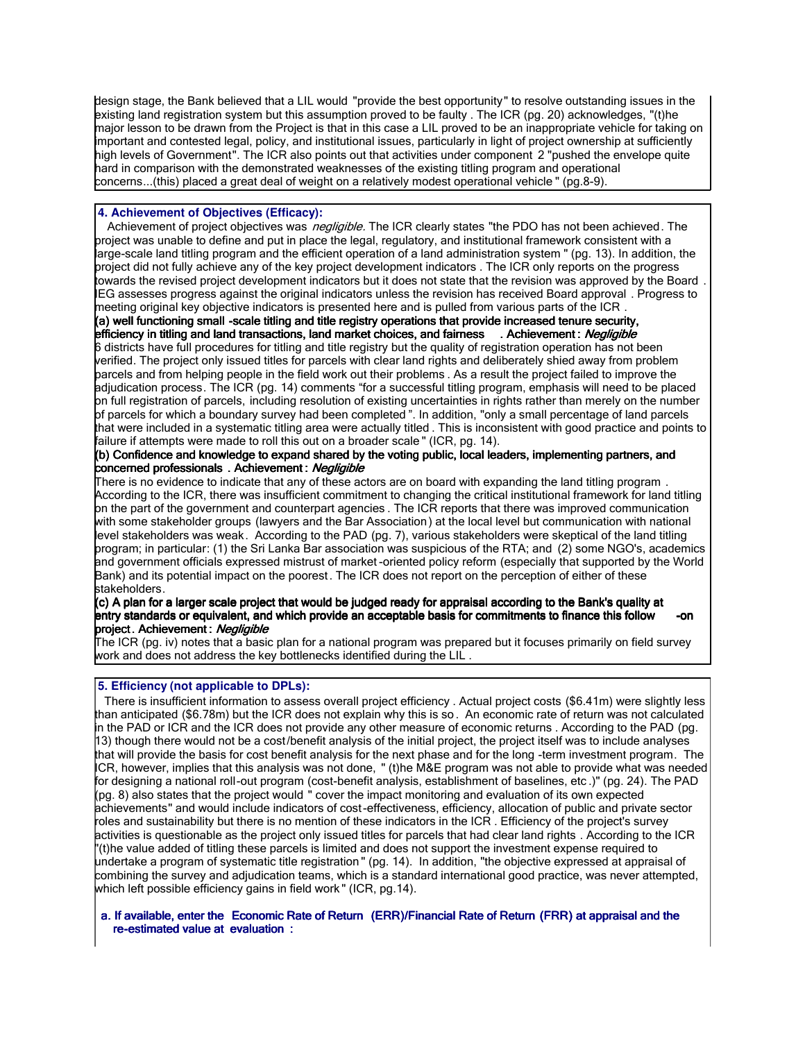design stage, the Bank believed that a LIL would "provide the best opportunity" to resolve outstanding issues in the existing land registration system but this assumption proved to be faulty . The ICR (pg. 20) acknowledges, "(t)he major lesson to be drawn from the Project is that in this case a LIL proved to be an inappropriate vehicle for taking on important and contested legal, policy, and institutional issues, particularly in light of project ownership at sufficiently high levels of Government". The ICR also points out that activities under component 2 "pushed the envelope quite hard in comparison with the demonstrated weaknesses of the existing titling program and operational concerns...(this) placed a great deal of weight on a relatively modest operational vehicle" (pg.8-9).

**4. Achievement of Objectives (Efficacy):**

Achievement of project objectives was *negligible.* The ICR clearly states "the PDO has not been achieved. The project was unable to define and put in place the legal, regulatory, and institutional framework consistent with a large-scale land titling program and the efficient operation of a land administration system" (pg. 13). In addition, the project did not fully achieve any of the key project development indicators . The ICR only reports on the progress towards the revised project development indicators but it does not state that the revision was approved by the Board . IEG assesses progress against the original indicators unless the revision has received Board approval . Progress to meeting original key objective indicators is presented here and is pulled from various parts of the ICR .

**(a) well functioning small -scale titling and title registry operations that provide increased tenure security, efficiency in titling and land transactions, land market choices, and fairness . Achievement :** ***Negligible***

6 districts have full procedures for titling and title registry but the quality of registration operation has not been verified. The project only issued titles for parcels with clear land rights and deliberately shied away from problem parcels and from helping people in the field work out their problems . As a result the project failed to improve the adjudication process. The ICR (pg. 14) comments "for a successful titling program, emphasis will need to be placed on full registration of parcels, including resolution of existing uncertainties in rights rather than merely on the number of parcels for which a boundary survey had been completed ". In addition, "only a small percentage of land parcels that were included in a systematic titling area were actually titled . This is inconsistent with good practice and points to failure if attempts were made to roll this out on a broader scale " (ICR, pg. 14).

**(b) Confidence and knowledge to expand shared by the voting public, local leaders, implementing partners, and concerned professionals . Achievement :** ***Negligible***

There is no evidence to indicate that any of these actors are on board with expanding the land titling program . According to the ICR, there was insufficient commitment to changing the critical institutional framework for land titling on the part of the government and counterpart agencies . The ICR reports that there was improved communication with some stakeholder groups (lawyers and the Bar Association) at the local level but communication with national level stakeholders was weak. According to the PAD (pg. 7), various stakeholders were skeptical of the land titling program; in particular: (1) the Sri Lanka Bar association was suspicious of the RTA; and (2) some NGO's, academics and government officials expressed mistrust of market -oriented policy reform (especially that supported by the World Bank) and its potential impact on the poorest. The ICR does not report on the perception of either of these stakeholders.

**(c) A plan for a larger scale project that would be judged ready for appraisal according to the Bank's quality at entry standards or equivalent, and which provide an acceptable basis for commitments to finance this follow -on project. Achievement :** ***Negligible***

The ICR (pg. iv) notes that a basic plan for a national program was prepared but it focuses primarily on field survey work and does not address the key bottlenecks identified during the LIL .

**5. Efficiency (not applicable to DPLs):**

There is insufficient information to assess overall project efficiency . Actual project costs ($6.41m) were slightly less than anticipated ($6.78m) but the ICR does not explain why this is so . An economic rate of return was not calculated in the PAD or ICR and the ICR does not provide any other measure of economic returns . According to the PAD (pg. 13) though there would not be a cost/benefit analysis of the initial project, the project itself was to include analyses that will provide the basis for cost benefit analysis for the next phase and for the long -term investment program. The ICR, however, implies that this analysis was not done, " (t)he M&E program was not able to provide what was needed for designing a national roll-out program (cost-benefit analysis, establishment of baselines, etc .)" (pg. 24). The PAD (pg. 8) also states that the project would " cover the impact monitoring and evaluation of its own expected achievements" and would include indicators of cost-effectiveness, efficiency, allocation of public and private sector roles and sustainability but there is no mention of these indicators in the ICR . Efficiency of the project's survey activities is questionable as the project only issued titles for parcels that had clear land rights . According to the ICR "(t)he value added of titling these parcels is limited and does not support the investment expense required to undertake a program of systematic title registration" (pg. 14). In addition, "the objective expressed at appraisal of combining the survey and adjudication teams, which is a standard international good practice, was never attempted, which left possible efficiency gains in field work" (ICR, pg.14).

**a. If available, enter the Economic Rate of Return (ERR)/Financial Rate of Return (FRR) at appraisal and the re-estimated value at evaluation :**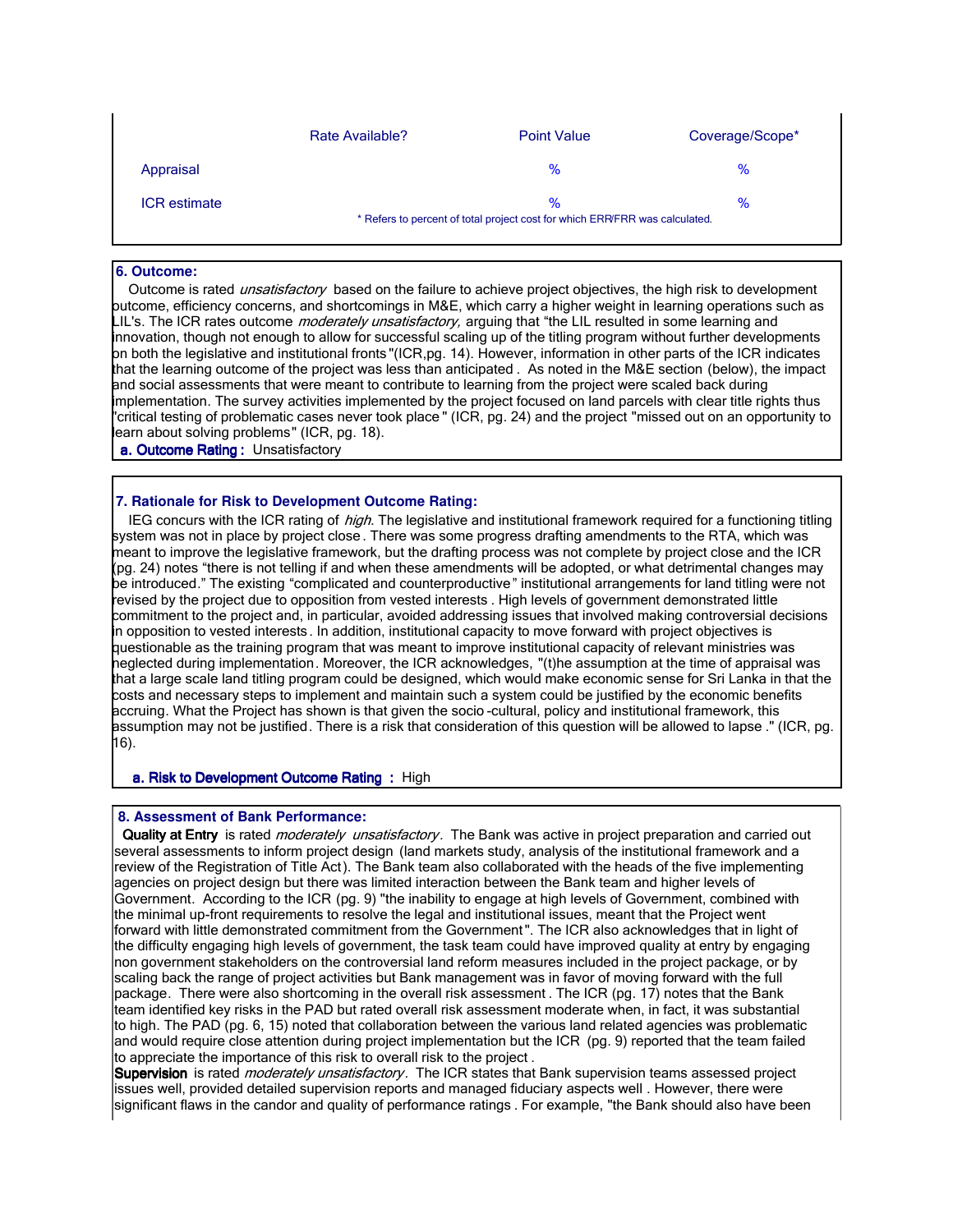| | Rate Available? | Point Value | Coverage/Scope* |
|---|---|---|---|
| Appraisal | | % | % |
| ICR estimate | | % | % |

\* Refers to percent of total project cost for which ERR/FRR was calculated.

**6. Outcome:**

Outcome is rated *unsatisfactory* based on the failure to achieve project objectives, the high risk to development outcome, efficiency concerns, and shortcomings in M&E, which carry a higher weight in learning operations such as LIL's. The ICR rates outcome *moderately unsatisfactory,* arguing that "the LIL resulted in some learning and innovation, though not enough to allow for successful scaling up of the titling program without further developments on both the legislative and institutional fronts"(ICR,pg. 14). However, information in other parts of the ICR indicates that the learning outcome of the project was less than anticipated . As noted in the M&E section (below), the impact and social assessments that were meant to contribute to learning from the project were scaled back during implementation. The survey activities implemented by the project focused on land parcels with clear title rights thus "critical testing of problematic cases never took place" (ICR, pg. 24) and the project "missed out on an opportunity to learn about solving problems" (ICR, pg. 18).

**a. Outcome Rating :** Unsatisfactory

**7. Rationale for Risk to Development Outcome Rating:**

IEG concurs with the ICR rating of *high*. The legislative and institutional framework required for a functioning titling system was not in place by project close . There was some progress drafting amendments to the RTA, which was meant to improve the legislative framework, but the drafting process was not complete by project close and the ICR (pg. 24) notes "there is not telling if and when these amendments will be adopted, or what detrimental changes may be introduced." The existing "complicated and counterproductive" institutional arrangements for land titling were not revised by the project due to opposition from vested interests . High levels of government demonstrated little commitment to the project and, in particular, avoided addressing issues that involved making controversial decisions in opposition to vested interests . In addition, institutional capacity to move forward with project objectives is questionable as the training program that was meant to improve institutional capacity of relevant ministries was neglected during implementation. Moreover, the ICR acknowledges, "(t)he assumption at the time of appraisal was that a large scale land titling program could be designed, which would make economic sense for Sri Lanka in that the costs and necessary steps to implement and maintain such a system could be justified by the economic benefits accruing. What the Project has shown is that given the socio-cultural, policy and institutional framework, this assumption may not be justified. There is a risk that consideration of this question will be allowed to lapse ." (ICR, pg. 16).

**a. Risk to Development Outcome Rating :** High

**8. Assessment of Bank Performance:**

**Quality at Entry** is rated *moderately unsatisfactory*. The Bank was active in project preparation and carried out several assessments to inform project design (land markets study, analysis of the institutional framework and a review of the Registration of Title Act). The Bank team also collaborated with the heads of the five implementing agencies on project design but there was limited interaction between the Bank team and higher levels of Government. According to the ICR (pg. 9) "the inability to engage at high levels of Government, combined with the minimal up-front requirements to resolve the legal and institutional issues, meant that the Project went forward with little demonstrated commitment from the Government". The ICR also acknowledges that in light of the difficulty engaging high levels of government, the task team could have improved quality at entry by engaging non government stakeholders on the controversial land reform measures included in the project package, or by scaling back the range of project activities but Bank management was in favor of moving forward with the full package. There were also shortcoming in the overall risk assessment . The ICR (pg. 17) notes that the Bank team identified key risks in the PAD but rated overall risk assessment moderate when, in fact, it was substantial to high. The PAD (pg. 6, 15) noted that collaboration between the various land related agencies was problematic and would require close attention during project implementation but the ICR (pg. 9) reported that the team failed to appreciate the importance of this risk to overall risk to the project .

**Supervision** is rated *moderately unsatisfactory*. The ICR states that Bank supervision teams assessed project issues well, provided detailed supervision reports and managed fiduciary aspects well . However, there were significant flaws in the candor and quality of performance ratings . For example, "the Bank should also have been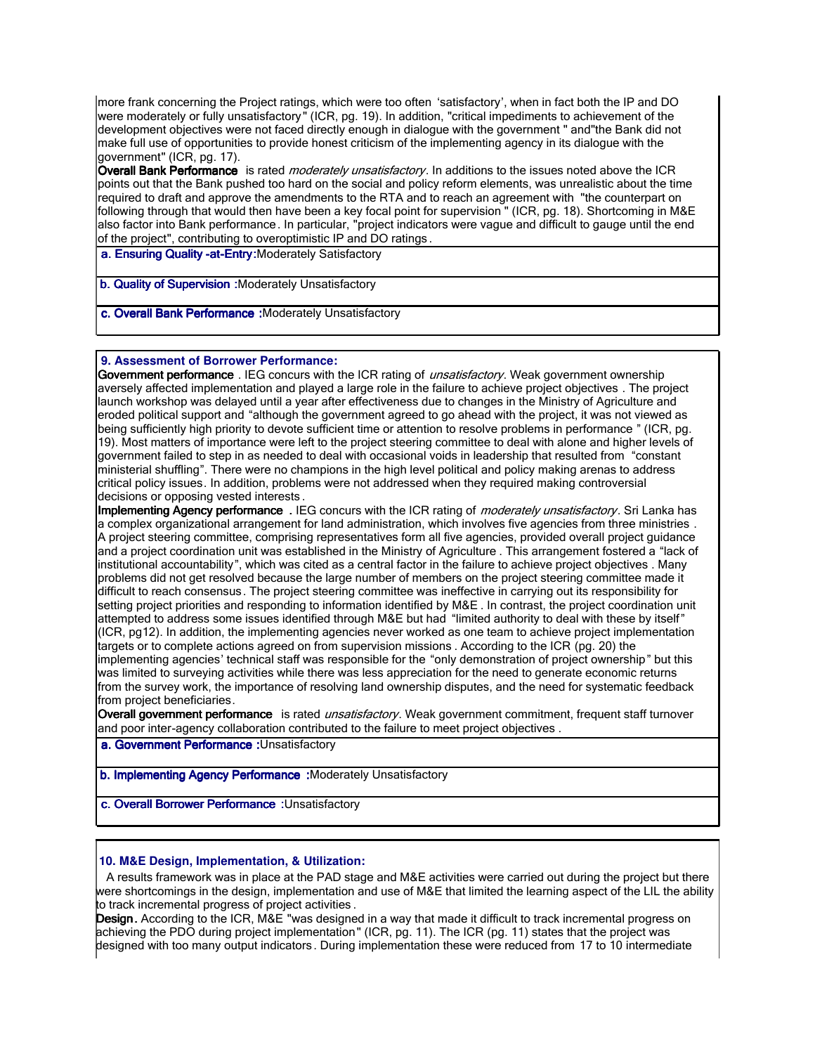more frank concerning the Project ratings, which were too often 'satisfactory', when in fact both the IP and DO were moderately or fully unsatisfactory" (ICR, pg. 19). In addition, "critical impediments to achievement of the development objectives were not faced directly enough in dialogue with the government " and"the Bank did not make full use of opportunities to provide honest criticism of the implementing agency in its dialogue with the government" (ICR, pg. 17).

**Overall Bank Performance** is rated *moderately unsatisfactory*. In additions to the issues noted above the ICR points out that the Bank pushed too hard on the social and policy reform elements, was unrealistic about the time required to draft and approve the amendments to the RTA and to reach an agreement with "the counterpart on following through that would then have been a key focal point for supervision " (ICR, pg. 18). Shortcoming in M&E also factor into Bank performance. In particular, "project indicators were vague and difficult to gauge until the end of the project", contributing to overoptimistic IP and DO ratings.

**a. Ensuring Quality -at-Entry:** Moderately Satisfactory

**b. Quality of Supervision :** Moderately Unsatisfactory

**c. Overall Bank Performance :** Moderately Unsatisfactory

## 9. Assessment of Borrower Performance:

**Government performance** . IEG concurs with the ICR rating of *unsatisfactory*. Weak government ownership aversely affected implementation and played a large role in the failure to achieve project objectives . The project launch workshop was delayed until a year after effectiveness due to changes in the Ministry of Agriculture and eroded political support and "although the government agreed to go ahead with the project, it was not viewed as being sufficiently high priority to devote sufficient time or attention to resolve problems in performance " (ICR, pg. 19). Most matters of importance were left to the project steering committee to deal with alone and higher levels of government failed to step in as needed to deal with occasional voids in leadership that resulted from "constant ministerial shuffling". There were no champions in the high level political and policy making arenas to address critical policy issues. In addition, problems were not addressed when they required making controversial decisions or opposing vested interests.

**Implementing Agency performance** . IEG concurs with the ICR rating of *moderately unsatisfactory*. Sri Lanka has a complex organizational arrangement for land administration, which involves five agencies from three ministries . A project steering committee, comprising representatives form all five agencies, provided overall project guidance and a project coordination unit was established in the Ministry of Agriculture . This arrangement fostered a "lack of institutional accountability", which was cited as a central factor in the failure to achieve project objectives . Many problems did not get resolved because the large number of members on the project steering committee made it difficult to reach consensus. The project steering committee was ineffective in carrying out its responsibility for setting project priorities and responding to information identified by M&E . In contrast, the project coordination unit attempted to address some issues identified through M&E but had "limited authority to deal with these by itself" (ICR, pg12). In addition, the implementing agencies never worked as one team to achieve project implementation targets or to complete actions agreed on from supervision missions . According to the ICR (pg. 20) the implementing agencies' technical staff was responsible for the "only demonstration of project ownership" but this was limited to surveying activities while there was less appreciation for the need to generate economic returns from the survey work, the importance of resolving land ownership disputes, and the need for systematic feedback from project beneficiaries.

**Overall government performance** is rated *unsatisfactory*. Weak government commitment, frequent staff turnover and poor inter-agency collaboration contributed to the failure to meet project objectives .

**a. Government Performance :** Unsatisfactory

**b. Implementing Agency Performance :** Moderately Unsatisfactory

**c. Overall Borrower Performance :** Unsatisfactory

## 10. M&E Design, Implementation, & Utilization:

A results framework was in place at the PAD stage and M&E activities were carried out during the project but there were shortcomings in the design, implementation and use of M&E that limited the learning aspect of the LIL the ability to track incremental progress of project activities .

**Design.** According to the ICR, M&E "was designed in a way that made it difficult to track incremental progress on achieving the PDO during project implementation" (ICR, pg. 11). The ICR (pg. 11) states that the project was designed with too many output indicators. During implementation these were reduced from 17 to 10 intermediate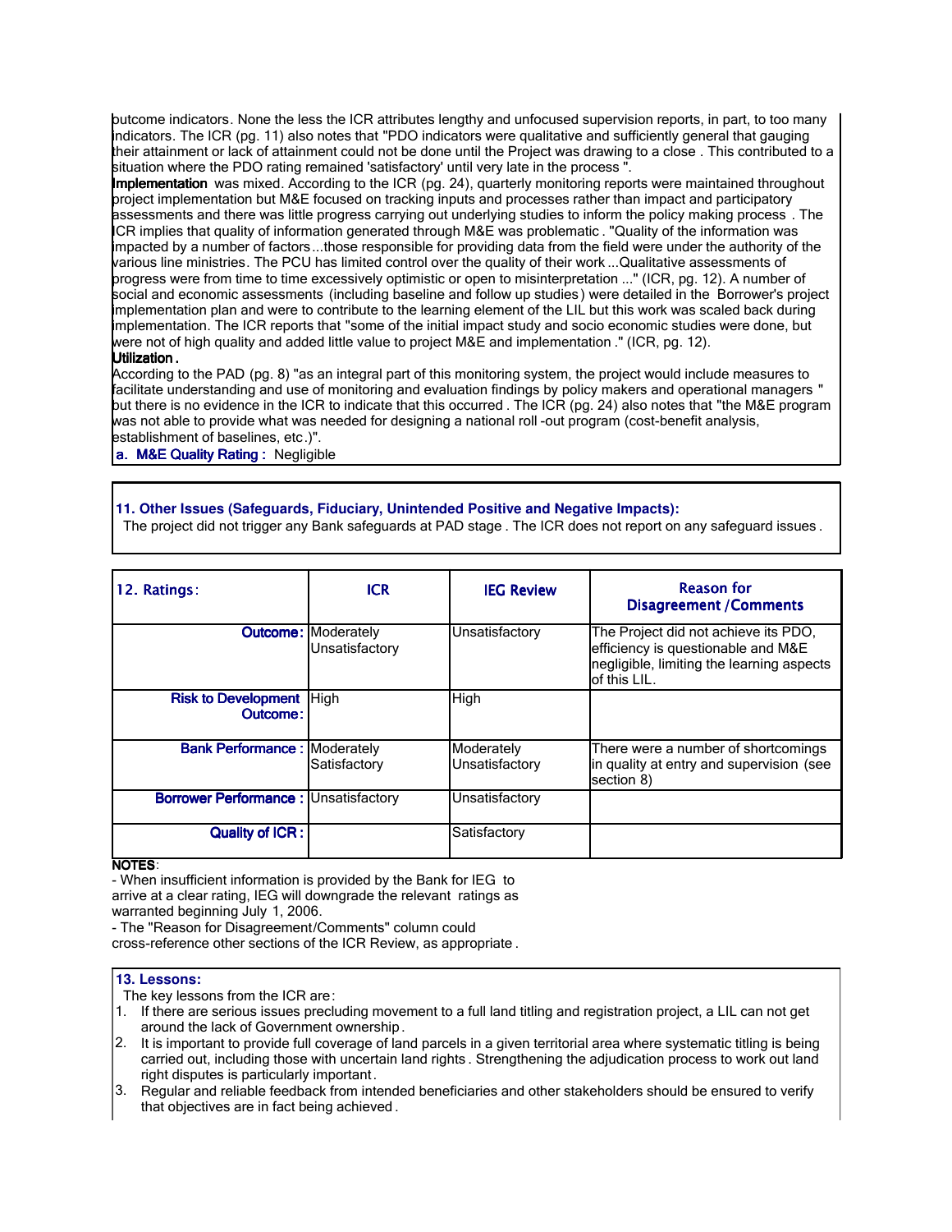outcome indicators. None the less the ICR attributes lengthy and unfocused supervision reports, in part, to too many indicators. The ICR (pg. 11) also notes that "PDO indicators were qualitative and sufficiently general that gauging their attainment or lack of attainment could not be done until the Project was drawing to a close . This contributed to a situation where the PDO rating remained 'satisfactory' until very late in the process ".

**Implementation** was mixed. According to the ICR (pg. 24), quarterly monitoring reports were maintained throughout project implementation but M&E focused on tracking inputs and processes rather than impact and participatory assessments and there was little progress carrying out underlying studies to inform the policy making process . The ICR implies that quality of information generated through M&E was problematic . "Quality of the information was impacted by a number of factors...those responsible for providing data from the field were under the authority of the various line ministries. The PCU has limited control over the quality of their work ...Qualitative assessments of progress were from time to time excessively optimistic or open to misinterpretation ..." (ICR, pg. 12). A number of social and economic assessments (including baseline and follow up studies) were detailed in the Borrower's project implementation plan and were to contribute to the learning element of the LIL but this work was scaled back during implementation. The ICR reports that "some of the initial impact study and socio economic studies were done, but were not of high quality and added little value to project M&E and implementation ." (ICR, pg. 12).

**Utilization .**

According to the PAD (pg. 8) "as an integral part of this monitoring system, the project would include measures to facilitate understanding and use of monitoring and evaluation findings by policy makers and operational managers " but there is no evidence in the ICR to indicate that this occurred . The ICR (pg. 24) also notes that "the M&E program was not able to provide what was needed for designing a national roll -out program (cost-benefit analysis, establishment of baselines, etc.)".

**a. M&E Quality Rating :** Negligible

**11. Other Issues (Safeguards, Fiduciary, Unintended Positive and Negative Impacts):**

The project did not trigger any Bank safeguards at PAD stage . The ICR does not report on any safeguard issues .

| 12. Ratings: | ICR | IEG Review | Reason for Disagreement /Comments |
|---|---|---|---|
| **Outcome:** | Moderately Unsatisfactory | Unsatisfactory | The Project did not achieve its PDO, efficiency is questionable and M&E negligible, limiting the learning aspects of this LIL. |
| **Risk to Development Outcome:** | High | High | |
| **Bank Performance :** | Moderately Satisfactory | Moderately Unsatisfactory | There were a number of shortcomings in quality at entry and supervision (see section 8) |
| **Borrower Performance :** | Unsatisfactory | Unsatisfactory | |
| **Quality of ICR :** | | Satisfactory | |

**NOTES**:

- When insufficient information is provided by the Bank for IEG to arrive at a clear rating, IEG will downgrade the relevant ratings as warranted beginning July 1, 2006.
- The "Reason for Disagreement/Comments" column could cross-reference other sections of the ICR Review, as appropriate .

**13. Lessons:**

The key lessons from the ICR are:

1. If there are serious issues precluding movement to a full land titling and registration project, a LIL can not get around the lack of Government ownership .
2. It is important to provide full coverage of land parcels in a given territorial area where systematic titling is being carried out, including those with uncertain land rights . Strengthening the adjudication process to work out land right disputes is particularly important .
3. Regular and reliable feedback from intended beneficiaries and other stakeholders should be ensured to verify that objectives are in fact being achieved .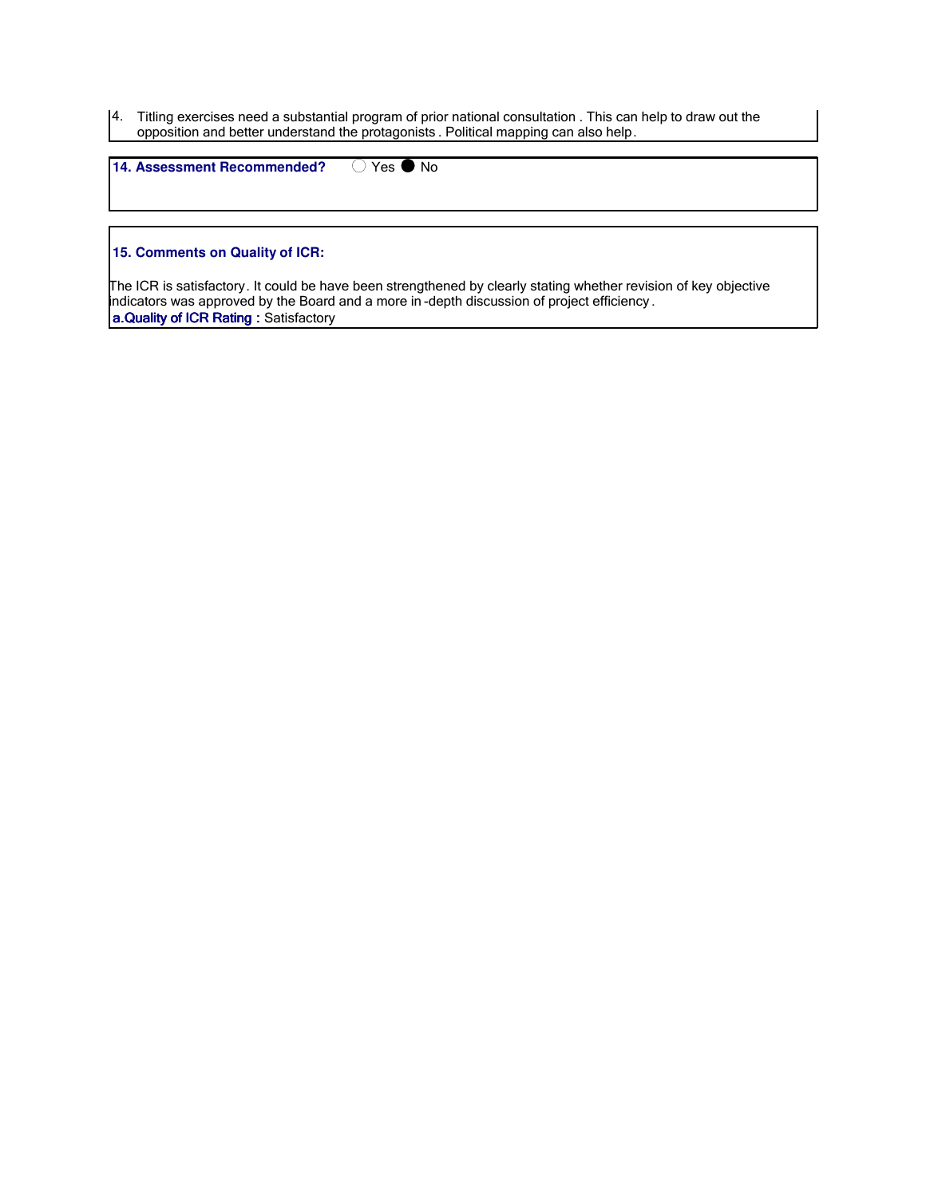4. Titling exercises need a substantial program of prior national consultation. This can help to draw out the opposition and better understand the protagonists. Political mapping can also help.

**14. Assessment Recommended?** ○ Yes ● No

**15. Comments on Quality of ICR:**

The ICR is satisfactory. It could be have been strengthened by clearly stating whether revision of key objective indicators was approved by the Board and a more in-depth discussion of project efficiency.

**a.Quality of ICR Rating :** Satisfactory